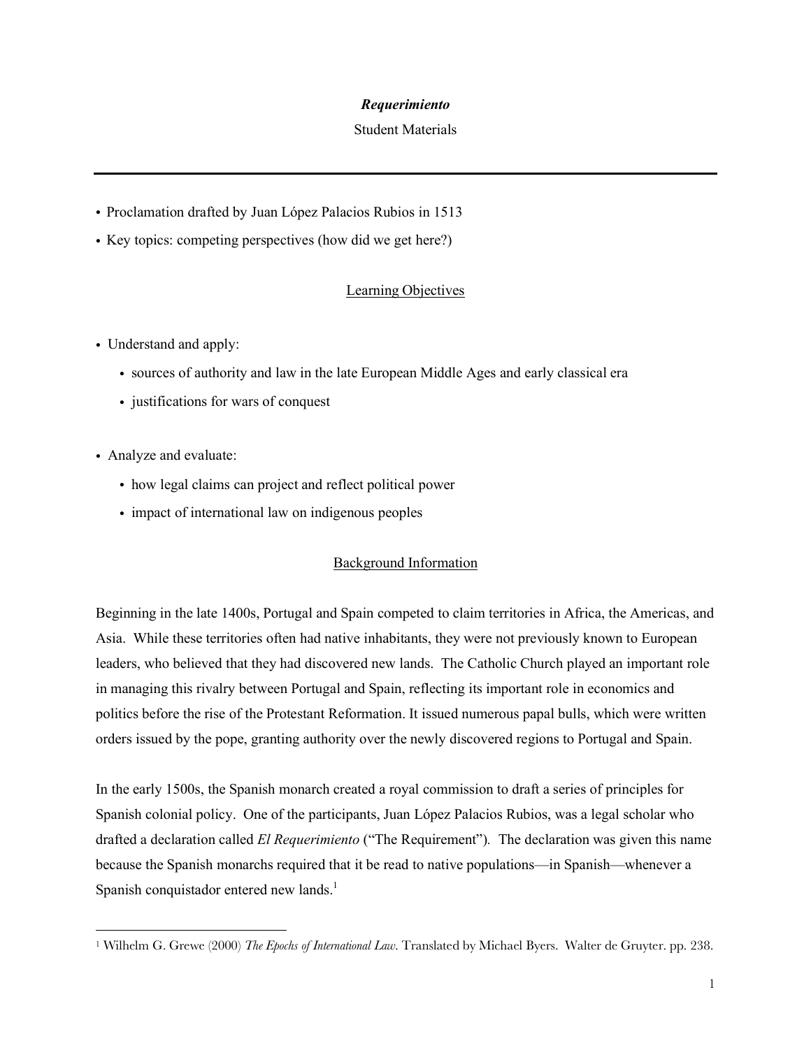# *Requerimiento*

Student Materials

---

- Proclamation drafted by Juan López Palacios Rubios in 1513
- Key topics: competing perspectives (how did we get here?)

## Learning Objectives

- Understand and apply:
  - sources of authority and law in the late European Middle Ages and early classical era
  - justifications for wars of conquest
- Analyze and evaluate:
  - how legal claims can project and reflect political power
  - impact of international law on indigenous peoples

## Background Information

Beginning in the late 1400s, Portugal and Spain competed to claim territories in Africa, the Americas, and Asia. While these territories often had native inhabitants, they were not previously known to European leaders, who believed that they had discovered new lands. The Catholic Church played an important role in managing this rivalry between Portugal and Spain, reflecting its important role in economics and politics before the rise of the Protestant Reformation. It issued numerous papal bulls, which were written orders issued by the pope, granting authority over the newly discovered regions to Portugal and Spain.

In the early 1500s, the Spanish monarch created a royal commission to draft a series of principles for Spanish colonial policy. One of the participants, Juan López Palacios Rubios, was a legal scholar who drafted a declaration called *El Requerimiento* ("The Requirement"). The declaration was given this name because the Spanish monarchs required that it be read to native populations—in Spanish—whenever a Spanish conquistador entered new lands.[1]

---

[1] Wilhelm G. Grewe (2000) *The Epochs of International Law*. Translated by Michael Byers. Walter de Gruyter. pp. 238.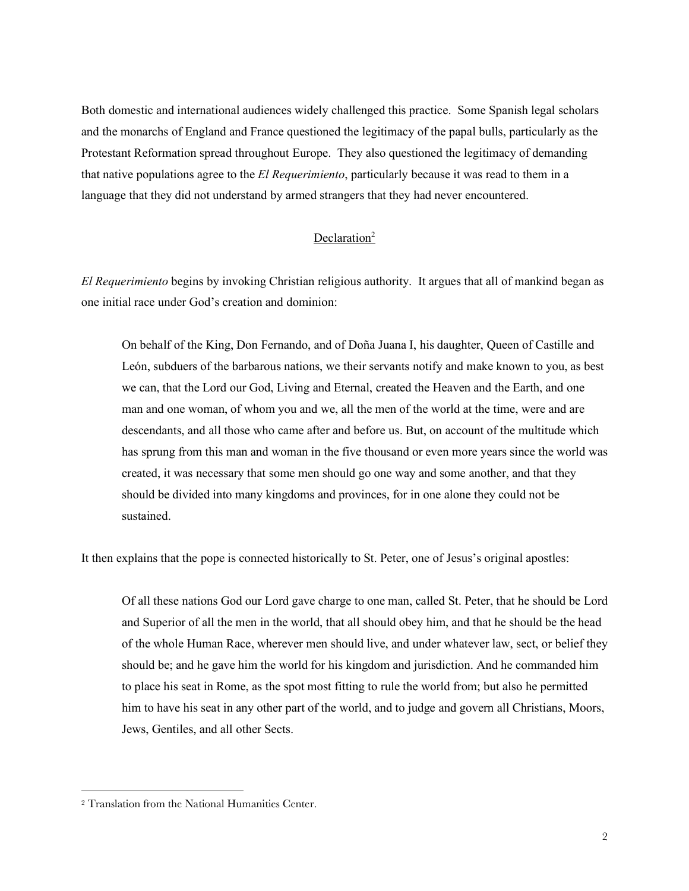Both domestic and international audiences widely challenged this practice. Some Spanish legal scholars and the monarchs of England and France questioned the legitimacy of the papal bulls, particularly as the Protestant Reformation spread throughout Europe. They also questioned the legitimacy of demanding that native populations agree to the *El Requerimiento*, particularly because it was read to them in a language that they did not understand by armed strangers that they had never encountered.

## Declaration[2]

*El Requerimiento* begins by invoking Christian religious authority. It argues that all of mankind began as one initial race under God's creation and dominion:

> On behalf of the King, Don Fernando, and of Doña Juana I, his daughter, Queen of Castille and León, subduers of the barbarous nations, we their servants notify and make known to you, as best we can, that the Lord our God, Living and Eternal, created the Heaven and the Earth, and one man and one woman, of whom you and we, all the men of the world at the time, were and are descendants, and all those who came after and before us. But, on account of the multitude which has sprung from this man and woman in the five thousand or even more years since the world was created, it was necessary that some men should go one way and some another, and that they should be divided into many kingdoms and provinces, for in one alone they could not be sustained.

It then explains that the pope is connected historically to St. Peter, one of Jesus's original apostles:

> Of all these nations God our Lord gave charge to one man, called St. Peter, that he should be Lord and Superior of all the men in the world, that all should obey him, and that he should be the head of the whole Human Race, wherever men should live, and under whatever law, sect, or belief they should be; and he gave him the world for his kingdom and jurisdiction. And he commanded him to place his seat in Rome, as the spot most fitting to rule the world from; but also he permitted him to have his seat in any other part of the world, and to judge and govern all Christians, Moors, Jews, Gentiles, and all other Sects.

---

[2] Translation from the National Humanities Center.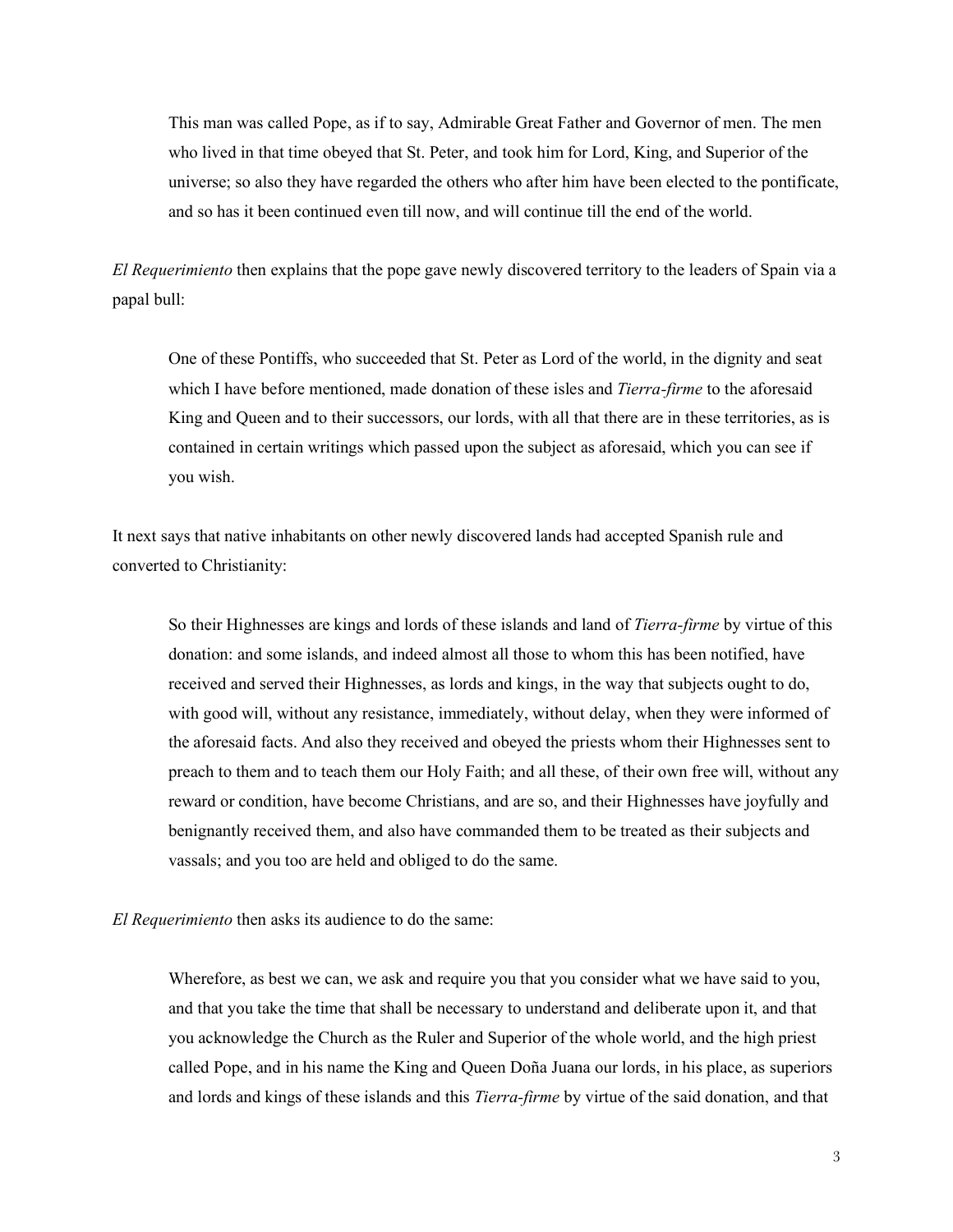> This man was called Pope, as if to say, Admirable Great Father and Governor of men. The men who lived in that time obeyed that St. Peter, and took him for Lord, King, and Superior of the universe; so also they have regarded the others who after him have been elected to the pontificate, and so has it been continued even till now, and will continue till the end of the world.

*El Requerimiento* then explains that the pope gave newly discovered territory to the leaders of Spain via a papal bull:

> One of these Pontiffs, who succeeded that St. Peter as Lord of the world, in the dignity and seat which I have before mentioned, made donation of these isles and *Tierra-firme* to the aforesaid King and Queen and to their successors, our lords, with all that there are in these territories, as is contained in certain writings which passed upon the subject as aforesaid, which you can see if you wish.

It next says that native inhabitants on other newly discovered lands had accepted Spanish rule and converted to Christianity:

> So their Highnesses are kings and lords of these islands and land of *Tierra-firme* by virtue of this donation: and some islands, and indeed almost all those to whom this has been notified, have received and served their Highnesses, as lords and kings, in the way that subjects ought to do, with good will, without any resistance, immediately, without delay, when they were informed of the aforesaid facts. And also they received and obeyed the priests whom their Highnesses sent to preach to them and to teach them our Holy Faith; and all these, of their own free will, without any reward or condition, have become Christians, and are so, and their Highnesses have joyfully and benignantly received them, and also have commanded them to be treated as their subjects and vassals; and you too are held and obliged to do the same.

*El Requerimiento* then asks its audience to do the same:

> Wherefore, as best we can, we ask and require you that you consider what we have said to you, and that you take the time that shall be necessary to understand and deliberate upon it, and that you acknowledge the Church as the Ruler and Superior of the whole world, and the high priest called Pope, and in his name the King and Queen Doña Juana our lords, in his place, as superiors and lords and kings of these islands and this *Tierra-firme* by virtue of the said donation, and that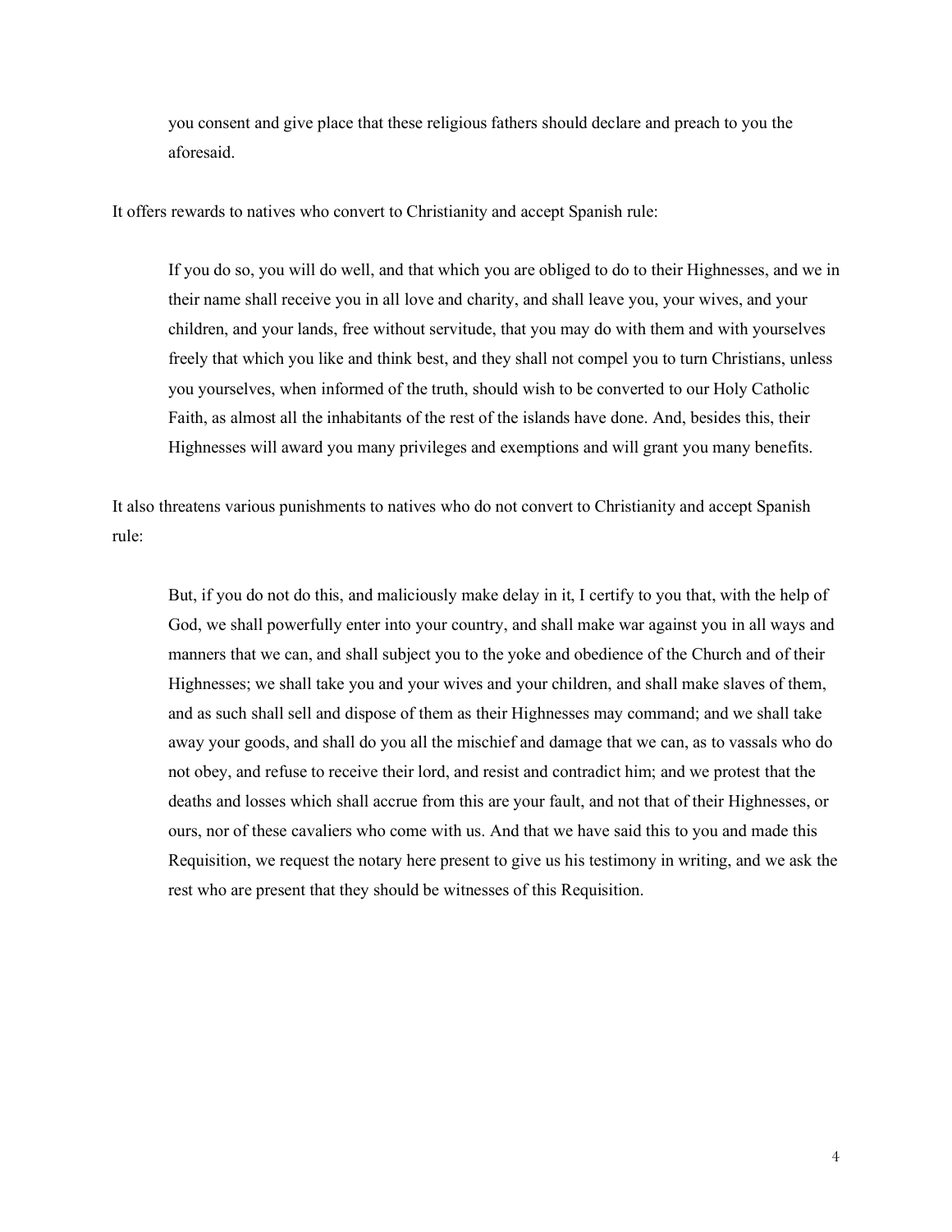> you consent and give place that these religious fathers should declare and preach to you the aforesaid.

It offers rewards to natives who convert to Christianity and accept Spanish rule:

> If you do so, you will do well, and that which you are obliged to do to their Highnesses, and we in their name shall receive you in all love and charity, and shall leave you, your wives, and your children, and your lands, free without servitude, that you may do with them and with yourselves freely that which you like and think best, and they shall not compel you to turn Christians, unless you yourselves, when informed of the truth, should wish to be converted to our Holy Catholic Faith, as almost all the inhabitants of the rest of the islands have done. And, besides this, their Highnesses will award you many privileges and exemptions and will grant you many benefits.

It also threatens various punishments to natives who do not convert to Christianity and accept Spanish rule:

> But, if you do not do this, and maliciously make delay in it, I certify to you that, with the help of God, we shall powerfully enter into your country, and shall make war against you in all ways and manners that we can, and shall subject you to the yoke and obedience of the Church and of their Highnesses; we shall take you and your wives and your children, and shall make slaves of them, and as such shall sell and dispose of them as their Highnesses may command; and we shall take away your goods, and shall do you all the mischief and damage that we can, as to vassals who do not obey, and refuse to receive their lord, and resist and contradict him; and we protest that the deaths and losses which shall accrue from this are your fault, and not that of their Highnesses, or ours, nor of these cavaliers who come with us. And that we have said this to you and made this Requisition, we request the notary here present to give us his testimony in writing, and we ask the rest who are present that they should be witnesses of this Requisition.